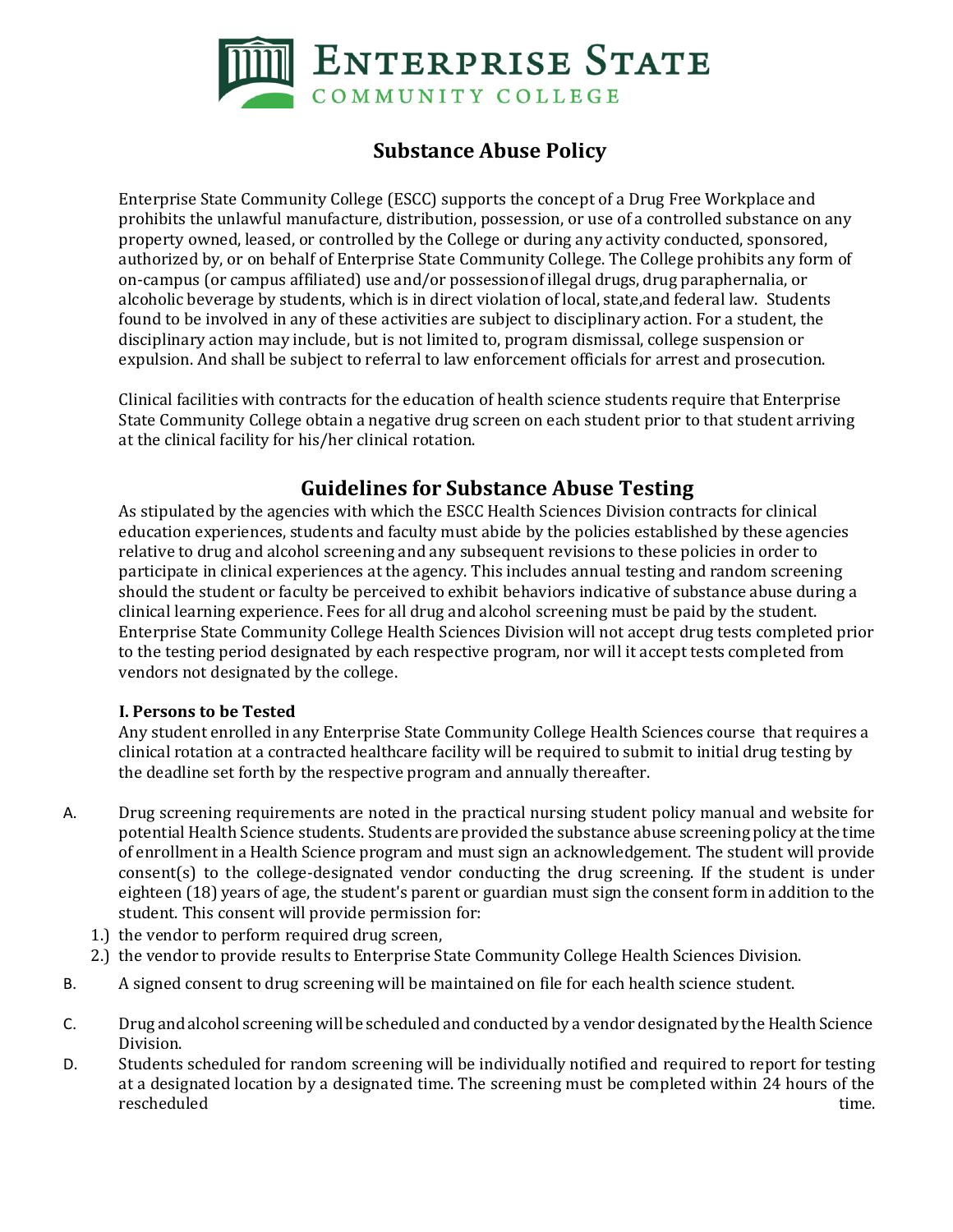# Substance Abuse Policy

Enterprise State Community College (ESCC) supports the concept of a Drug Free Workplace and prohibits the unlawful manufacture, distribution, possession, or use of a controlled substance on any property owned, leased, or controlled by the College or during any activity conducted, sponsored, authorized by, or on behalf of Enterprise State Community College. The College prohibits any form of on-campus (or campus affiliated) use and/or possession of illegal drugs, drug paraphernalia, or alcoholic beverage by students, which is in direct violation of local, state, and federal law. Students found to be involved in any of these activities are subject to disciplinary action. For a student, the disciplinary action may include, but is not limited to, program dismissal, college suspension or expulsion. And shall be subject to referral to law enforcement officials for arrest and prosecution.

Clinical facilities with contracts for the education of health science students require that Enterprise State Community College obtain a negative drug screen on each student prior to that student arriving at the clinical facility for his/her clinical rotation.

## Guidelines for Substance Abuse Testing

As stipulated by the agencies with which the ESCC Health Sciences Division contracts for clinical education experiences, students and faculty must abide by the policies established by these agencies relative to drug and alcohol screening and any subsequent revisions to these policies in order to participate in clinical experiences at the agency. This includes annual testing and random screening should the student or faculty be perceived to exhibit behaviors indicative of substance abuse during a clinical learning experience. Fees for all drug and alcohol screening must be paid by the student. Enterprise State Community College Health Sciences Division will not accept drug tests completed prior to the testing period designated by each respective program, nor will it accept tests completed from vendors not designated by the college.

### I. Persons to be Tested

Any student enrolled in any Enterprise State Community College Health Sciences course that requires a clinical rotation at a contracted healthcare facility will be required to submit to initial drug testing by the deadline set forth by the respective program and annually thereafter.

A. Drug screening requirements are noted in the practical nursing student policy manual and website for potential Health Science students. Students are provided the substance abuse screening policy at the time of enrollment in a Health Science program and must sign an acknowledgement. The student will provide consent(s) to the college-designated vendor conducting the drug screening. If the student is under eighteen (18) years of age, the student's parent or guardian must sign the consent form in addition to the student. This consent will provide permission for:

   1.) the vendor to perform required drug screen,

   2.) the vendor to provide results to Enterprise State Community College Health Sciences Division.

B. A signed consent to drug screening will be maintained on file for each health science student.

C. Drug and alcohol screening will be scheduled and conducted by a vendor designated by the Health Science Division.

D. Students scheduled for random screening will be individually notified and required to report for testing at a designated location by a designated time. The screening must be completed within 24 hours of the rescheduled time.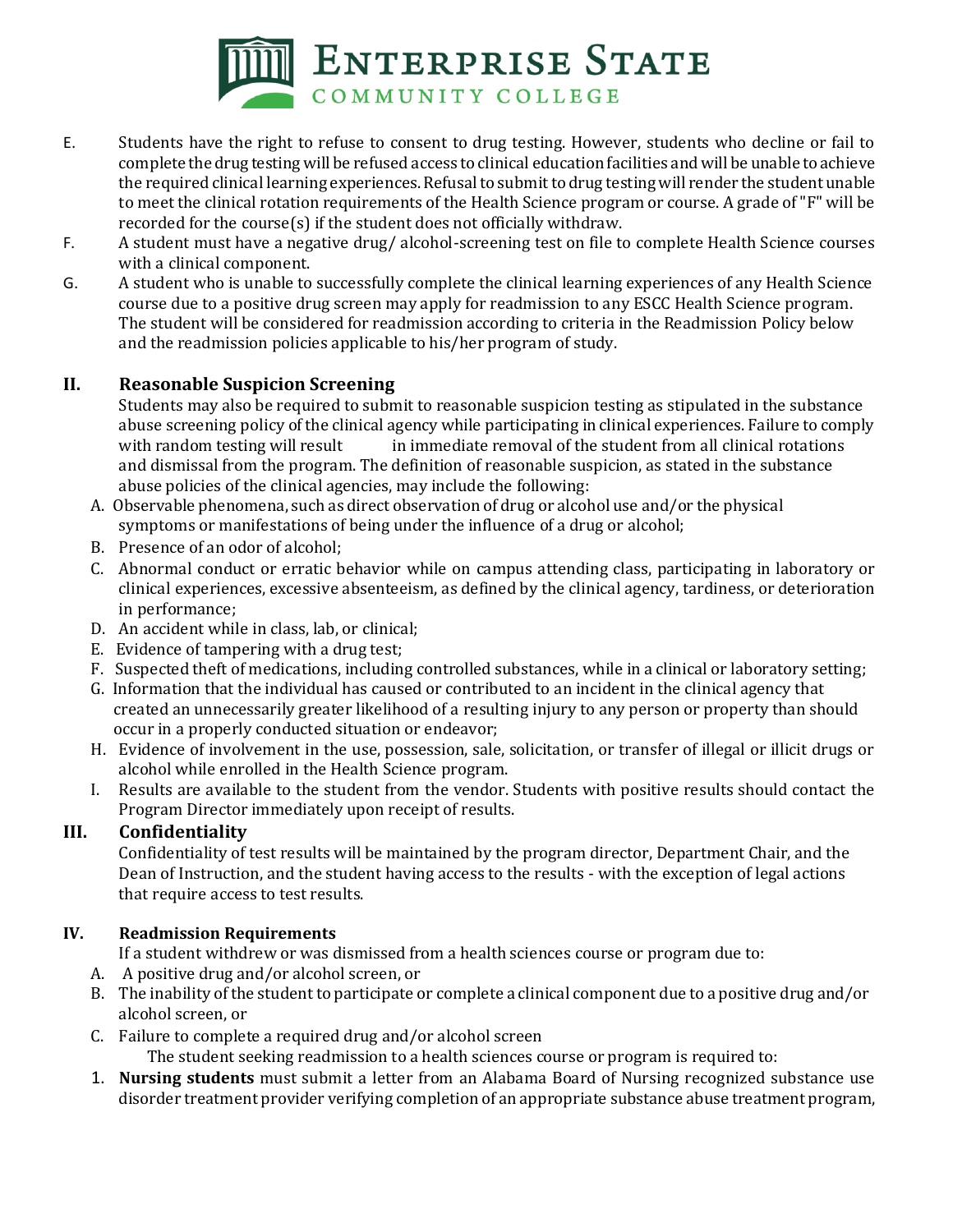E. Students have the right to refuse to consent to drug testing. However, students who decline or fail to complete the drug testing will be refused access to clinical education facilities and will be unable to achieve the required clinical learning experiences. Refusal to submit to drug testing will render the student unable to meet the clinical rotation requirements of the Health Science program or course. A grade of "F" will be recorded for the course(s) if the student does not officially withdraw.

F. A student must have a negative drug/ alcohol-screening test on file to complete Health Science courses with a clinical component.

G. A student who is unable to successfully complete the clinical learning experiences of any Health Science course due to a positive drug screen may apply for readmission to any ESCC Health Science program. The student will be considered for readmission according to criteria in the Readmission Policy below and the readmission policies applicable to his/her program of study.

## II. Reasonable Suspicion Screening

Students may also be required to submit to reasonable suspicion testing as stipulated in the substance abuse screening policy of the clinical agency while participating in clinical experiences. Failure to comply with random testing will result in immediate removal of the student from all clinical rotations and dismissal from the program. The definition of reasonable suspicion, as stated in the substance abuse policies of the clinical agencies, may include the following:

A. Observable phenomena, such as direct observation of drug or alcohol use and/or the physical symptoms or manifestations of being under the influence of a drug or alcohol;

B. Presence of an odor of alcohol;

C. Abnormal conduct or erratic behavior while on campus attending class, participating in laboratory or clinical experiences, excessive absenteeism, as defined by the clinical agency, tardiness, or deterioration in performance;

D. An accident while in class, lab, or clinical;

E. Evidence of tampering with a drug test;

F. Suspected theft of medications, including controlled substances, while in a clinical or laboratory setting;

G. Information that the individual has caused or contributed to an incident in the clinical agency that created an unnecessarily greater likelihood of a resulting injury to any person or property than should occur in a properly conducted situation or endeavor;

H. Evidence of involvement in the use, possession, sale, solicitation, or transfer of illegal or illicit drugs or alcohol while enrolled in the Health Science program.

I. Results are available to the student from the vendor. Students with positive results should contact the Program Director immediately upon receipt of results.

## III. Confidentiality

Confidentiality of test results will be maintained by the program director, Department Chair, and the Dean of Instruction, and the student having access to the results - with the exception of legal actions that require access to test results.

## IV. Readmission Requirements

If a student withdrew or was dismissed from a health sciences course or program due to:

A. A positive drug and/or alcohol screen, or

B. The inability of the student to participate or complete a clinical component due to a positive drug and/or alcohol screen, or

C. Failure to complete a required drug and/or alcohol screen

The student seeking readmission to a health sciences course or program is required to:

1. **Nursing students** must submit a letter from an Alabama Board of Nursing recognized substance use disorder treatment provider verifying completion of an appropriate substance abuse treatment program,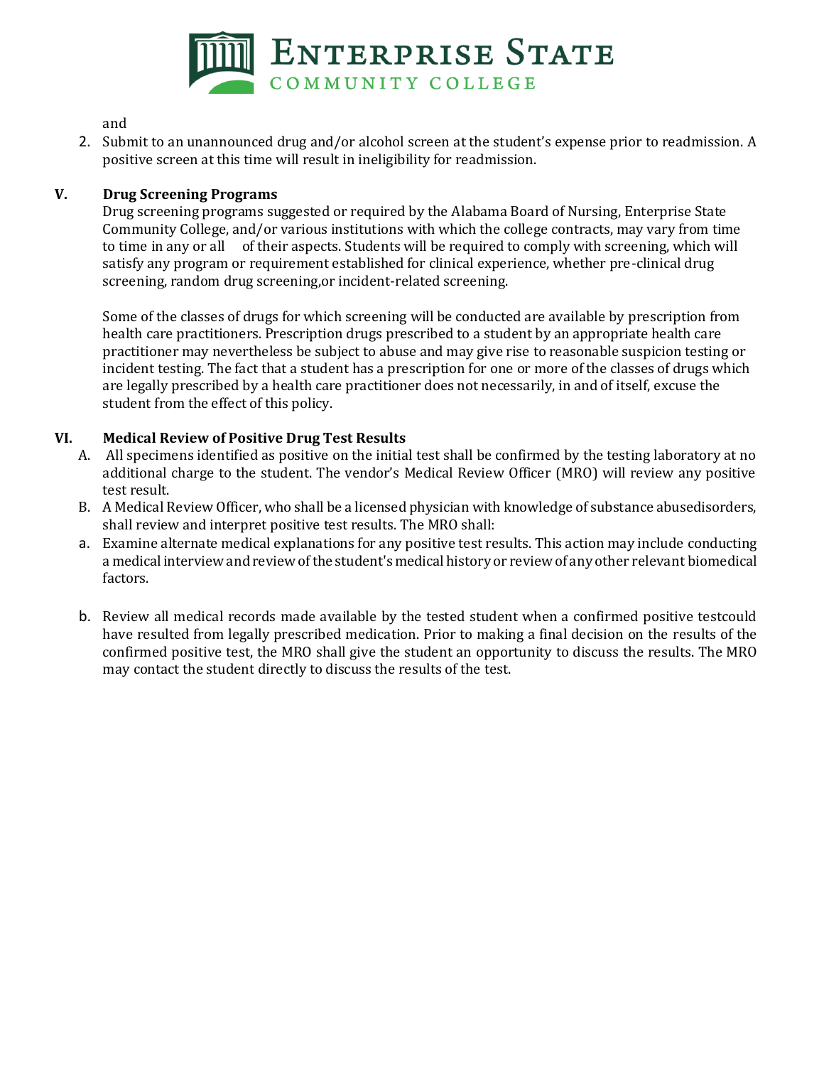and

2. Submit to an unannounced drug and/or alcohol screen at the student's expense prior to readmission. A positive screen at this time will result in ineligibility for readmission.

## V. Drug Screening Programs

Drug screening programs suggested or required by the Alabama Board of Nursing, Enterprise State Community College, and/or various institutions with which the college contracts, may vary from time to time in any or all of their aspects. Students will be required to comply with screening, which will satisfy any program or requirement established for clinical experience, whether pre-clinical drug screening, random drug screening,or incident-related screening.

Some of the classes of drugs for which screening will be conducted are available by prescription from health care practitioners. Prescription drugs prescribed to a student by an appropriate health care practitioner may nevertheless be subject to abuse and may give rise to reasonable suspicion testing or incident testing. The fact that a student has a prescription for one or more of the classes of drugs which are legally prescribed by a health care practitioner does not necessarily, in and of itself, excuse the student from the effect of this policy.

## VI. Medical Review of Positive Drug Test Results

A. All specimens identified as positive on the initial test shall be confirmed by the testing laboratory at no additional charge to the student. The vendor's Medical Review Officer (MRO) will review any positive test result.

B. A Medical Review Officer, who shall be a licensed physician with knowledge of substance abusedisorders, shall review and interpret positive test results. The MRO shall:

a. Examine alternate medical explanations for any positive test results. This action may include conducting a medical interview and review of the student's medical history or review of any other relevant biomedical factors.

b. Review all medical records made available by the tested student when a confirmed positive testcould have resulted from legally prescribed medication. Prior to making a final decision on the results of the confirmed positive test, the MRO shall give the student an opportunity to discuss the results. The MRO may contact the student directly to discuss the results of the test.